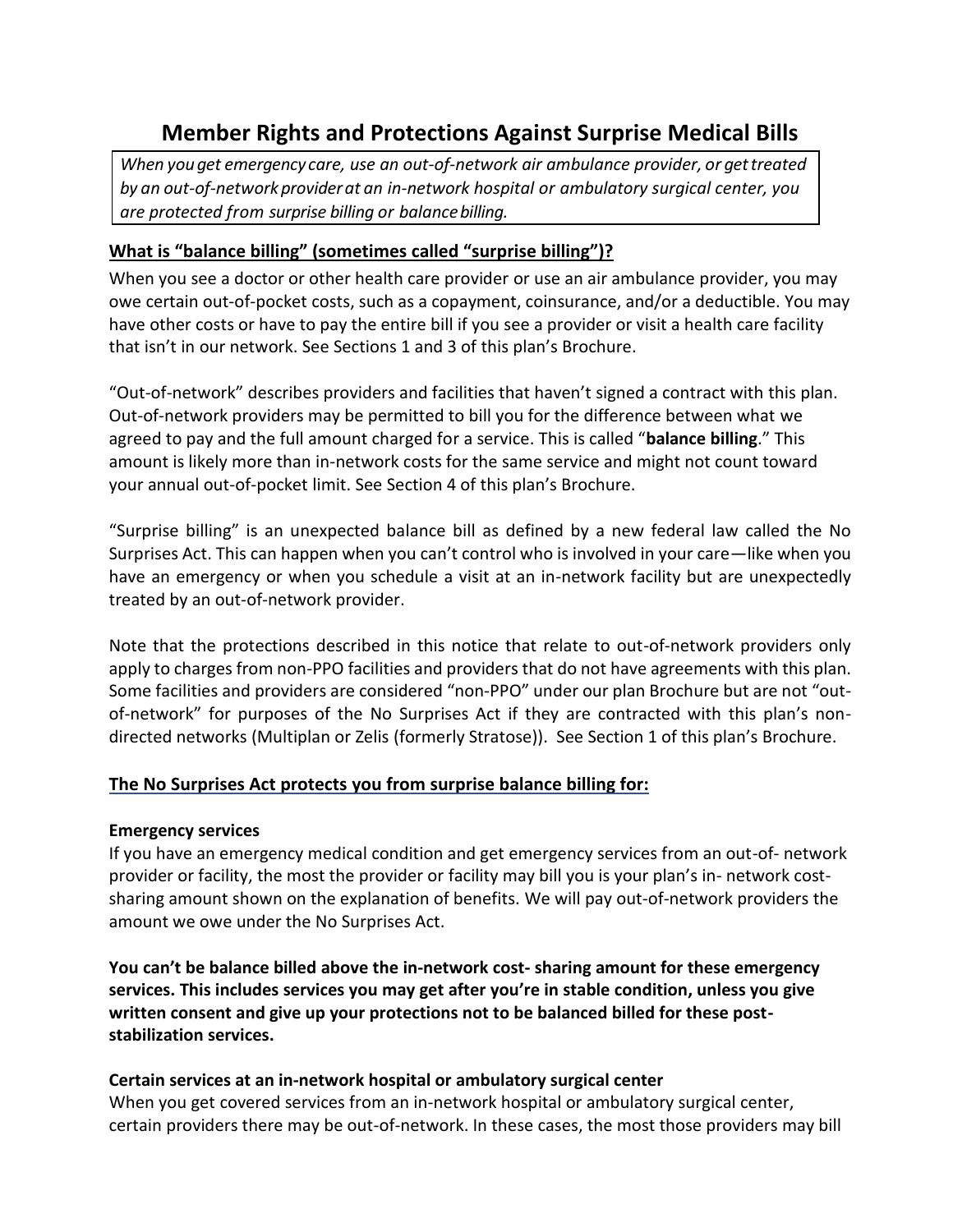# Member Rights and Protections Against Surprise Medical Bills

*When you get emergency care, use an out-of-network air ambulance provider, or get treated by an out-of-network provider at an in-network hospital or ambulatory surgical center, you are protected from surprise billing or balance billing.*

## What is "balance billing" (sometimes called "surprise billing")?

When you see a doctor or other health care provider or use an air ambulance provider, you may owe certain out-of-pocket costs, such as a copayment, coinsurance, and/or a deductible. You may have other costs or have to pay the entire bill if you see a provider or visit a health care facility that isn't in our network. See Sections 1 and 3 of this plan's Brochure.

"Out-of-network" describes providers and facilities that haven't signed a contract with this plan. Out-of-network providers may be permitted to bill you for the difference between what we agreed to pay and the full amount charged for a service. This is called "**balance billing**." This amount is likely more than in-network costs for the same service and might not count toward your annual out-of-pocket limit. See Section 4 of this plan's Brochure.

"Surprise billing" is an unexpected balance bill as defined by a new federal law called the No Surprises Act. This can happen when you can't control who is involved in your care—like when you have an emergency or when you schedule a visit at an in-network facility but are unexpectedly treated by an out-of-network provider.

Note that the protections described in this notice that relate to out-of-network providers only apply to charges from non-PPO facilities and providers that do not have agreements with this plan. Some facilities and providers are considered "non-PPO" under our plan Brochure but are not "out-of-network" for purposes of the No Surprises Act if they are contracted with this plan's non-directed networks (Multiplan or Zelis (formerly Stratose)). See Section 1 of this plan's Brochure.

## The No Surprises Act protects you from surprise balance billing for:

### Emergency services

If you have an emergency medical condition and get emergency services from an out-of- network provider or facility, the most the provider or facility may bill you is your plan's in- network cost-sharing amount shown on the explanation of benefits. We will pay out-of-network providers the amount we owe under the No Surprises Act.

**You can't be balance billed above the in-network cost- sharing amount for these emergency services. This includes services you may get after you're in stable condition, unless you give written consent and give up your protections not to be balanced billed for these post-stabilization services.**

### Certain services at an in-network hospital or ambulatory surgical center

When you get covered services from an in-network hospital or ambulatory surgical center, certain providers there may be out-of-network. In these cases, the most those providers may bill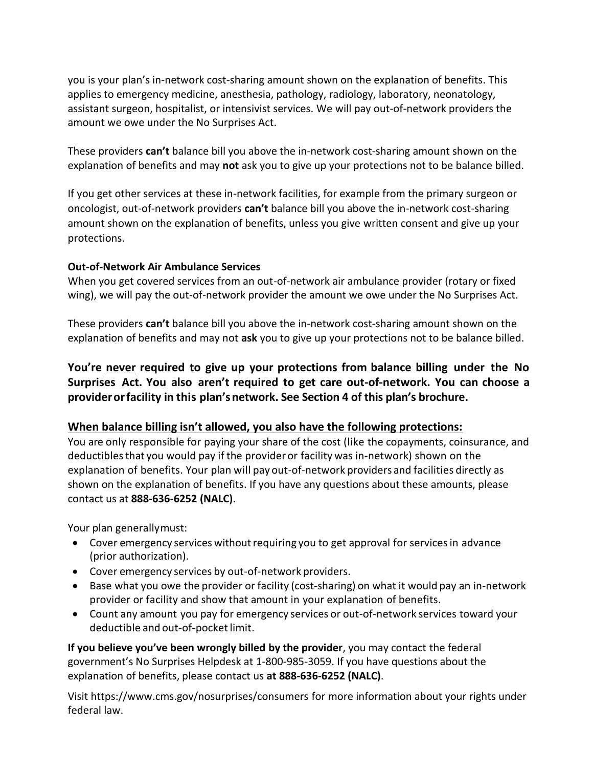you is your plan's in-network cost-sharing amount shown on the explanation of benefits. This applies to emergency medicine, anesthesia, pathology, radiology, laboratory, neonatology, assistant surgeon, hospitalist, or intensivist services. We will pay out-of-network providers the amount we owe under the No Surprises Act.

These providers **can't** balance bill you above the in-network cost-sharing amount shown on the explanation of benefits and may **not** ask you to give up your protections not to be balance billed.

If you get other services at these in-network facilities, for example from the primary surgeon or oncologist, out-of-network providers **can't** balance bill you above the in-network cost-sharing amount shown on the explanation of benefits, unless you give written consent and give up your protections.

**Out-of-Network Air Ambulance Services**

When you get covered services from an out-of-network air ambulance provider (rotary or fixed wing), we will pay the out-of-network provider the amount we owe under the No Surprises Act.

These providers **can't** balance bill you above the in-network cost-sharing amount shown on the explanation of benefits and may not **ask** you to give up your protections not to be balance billed.

**You're <u>never</u> required to give up your protections from balance billing under the No Surprises Act. You also aren't required to get care out-of-network. You can choose a provider or facility in this plan's network. See Section 4 of this plan's brochure.**

## <u>When balance billing isn't allowed, you also have the following protections:</u>

You are only responsible for paying your share of the cost (like the copayments, coinsurance, and deductibles that you would pay if the provider or facility was in-network) shown on the explanation of benefits. Your plan will pay out-of-network providers and facilities directly as shown on the explanation of benefits. If you have any questions about these amounts, please contact us at **888-636-6252 (NALC)**.

Your plan generally must:

- Cover emergency services without requiring you to get approval for services in advance (prior authorization).
- Cover emergency services by out-of-network providers.
- Base what you owe the provider or facility (cost-sharing) on what it would pay an in-network provider or facility and show that amount in your explanation of benefits.
- Count any amount you pay for emergency services or out-of-network services toward your deductible and out-of-pocket limit.

**If you believe you've been wrongly billed by the provider**, you may contact the federal government's No Surprises Helpdesk at 1-800-985-3059. If you have questions about the explanation of benefits, please contact us **at 888-636-6252 (NALC)**.

Visit https://www.cms.gov/nosurprises/consumers for more information about your rights under federal law.